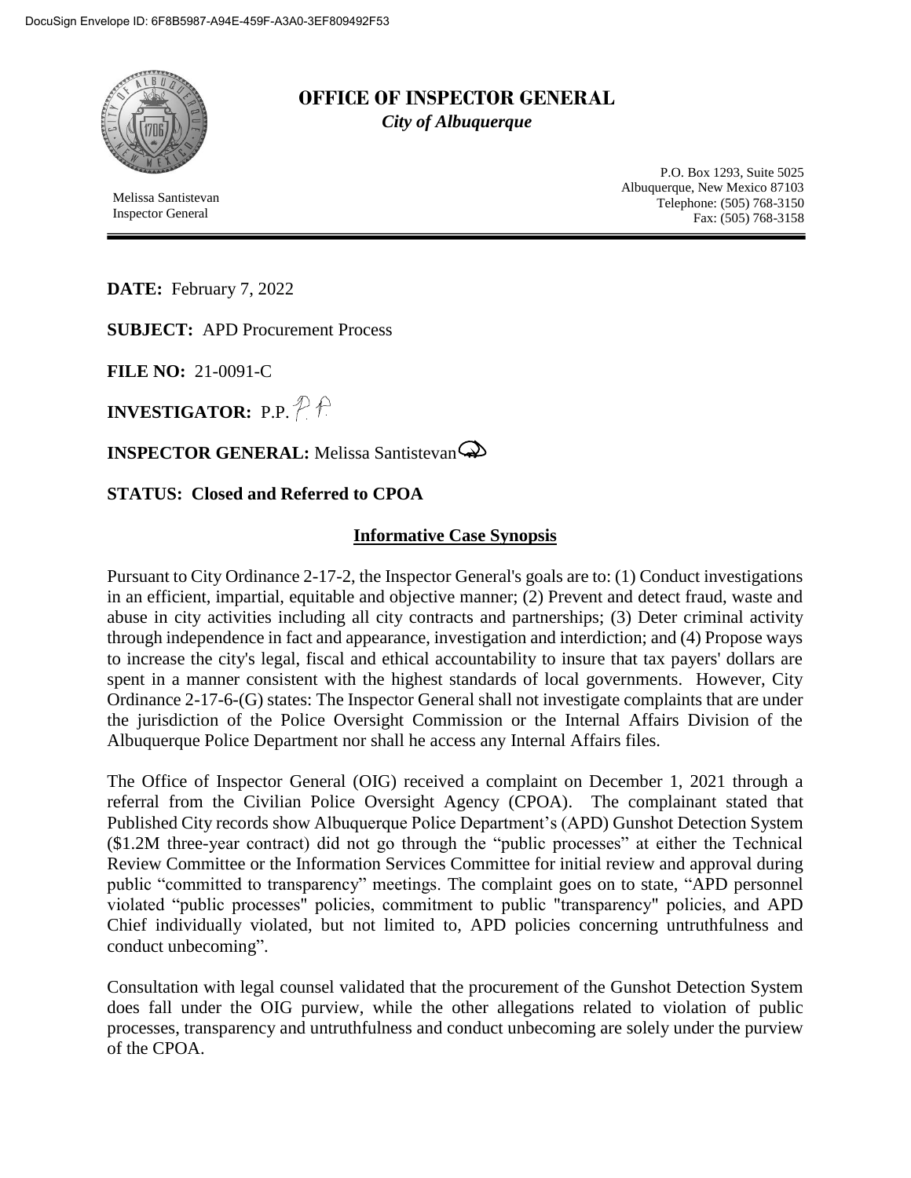DocuSign Envelope ID: 6F8B5987-A94E-459F-A3A0-3EF809492F53

# OFFICE OF INSPECTOR GENERAL

*City of Albuquerque*

Melissa Santistevan
Inspector General

P.O. Box 1293, Suite 5025
Albuquerque, New Mexico 87103
Telephone: (505) 768-3150
Fax: (505) 768-3158

---

**DATE:** February 7, 2022

**SUBJECT:** APD Procurement Process

**FILE NO:** 21-0091-C

**INVESTIGATOR:** P.P.

**INSPECTOR GENERAL:** Melissa Santistevan

**STATUS: Closed and Referred to CPOA**

## Informative Case Synopsis

Pursuant to City Ordinance 2-17-2, the Inspector General's goals are to: (1) Conduct investigations in an efficient, impartial, equitable and objective manner; (2) Prevent and detect fraud, waste and abuse in city activities including all city contracts and partnerships; (3) Deter criminal activity through independence in fact and appearance, investigation and interdiction; and (4) Propose ways to increase the city's legal, fiscal and ethical accountability to insure that tax payers' dollars are spent in a manner consistent with the highest standards of local governments. However, City Ordinance 2-17-6-(G) states: The Inspector General shall not investigate complaints that are under the jurisdiction of the Police Oversight Commission or the Internal Affairs Division of the Albuquerque Police Department nor shall he access any Internal Affairs files.

The Office of Inspector General (OIG) received a complaint on December 1, 2021 through a referral from the Civilian Police Oversight Agency (CPOA). The complainant stated that Published City records show Albuquerque Police Department's (APD) Gunshot Detection System ($1.2M three-year contract) did not go through the "public processes" at either the Technical Review Committee or the Information Services Committee for initial review and approval during public "committed to transparency" meetings. The complaint goes on to state, "APD personnel violated "public processes" policies, commitment to public "transparency" policies, and APD Chief individually violated, but not limited to, APD policies concerning untruthfulness and conduct unbecoming".

Consultation with legal counsel validated that the procurement of the Gunshot Detection System does fall under the OIG purview, while the other allegations related to violation of public processes, transparency and untruthfulness and conduct unbecoming are solely under the purview of the CPOA.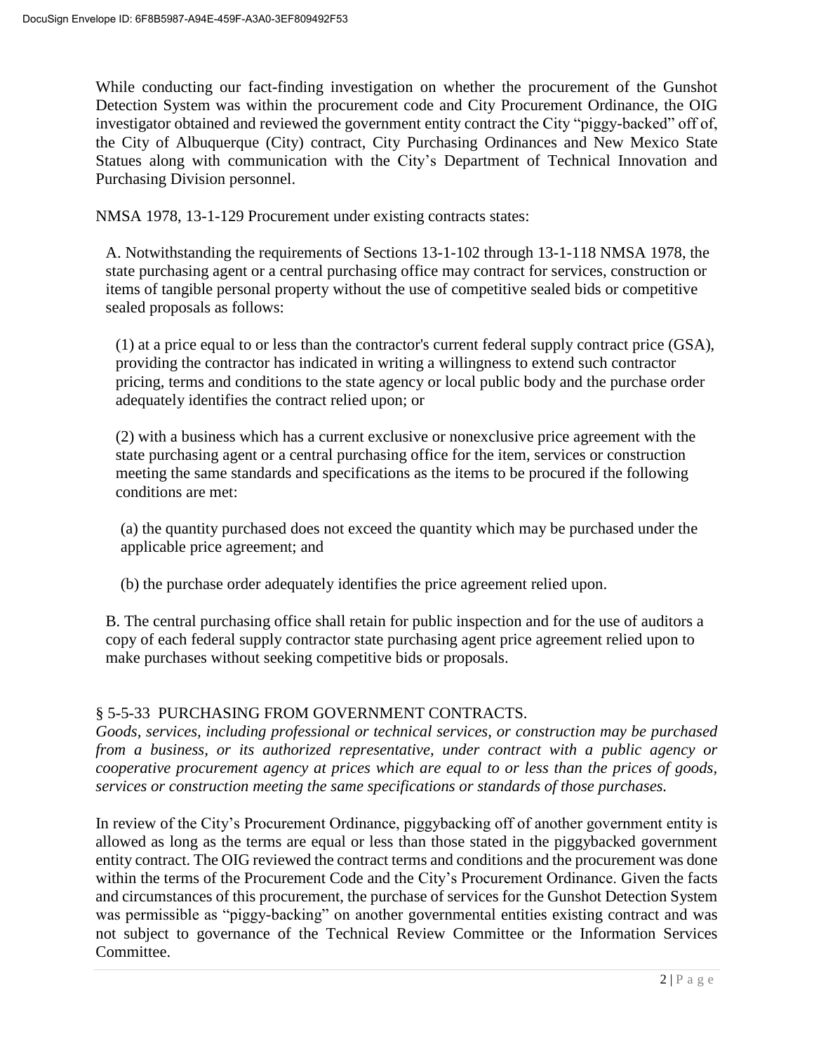While conducting our fact-finding investigation on whether the procurement of the Gunshot Detection System was within the procurement code and City Procurement Ordinance, the OIG investigator obtained and reviewed the government entity contract the City "piggy-backed" off of, the City of Albuquerque (City) contract, City Purchasing Ordinances and New Mexico State Statues along with communication with the City's Department of Technical Innovation and Purchasing Division personnel.

NMSA 1978, 13-1-129 Procurement under existing contracts states:

> A. Notwithstanding the requirements of Sections 13-1-102 through 13-1-118 NMSA 1978, the state purchasing agent or a central purchasing office may contract for services, construction or items of tangible personal property without the use of competitive sealed bids or competitive sealed proposals as follows:
>
> (1) at a price equal to or less than the contractor's current federal supply contract price (GSA), providing the contractor has indicated in writing a willingness to extend such contractor pricing, terms and conditions to the state agency or local public body and the purchase order adequately identifies the contract relied upon; or
>
> (2) with a business which has a current exclusive or nonexclusive price agreement with the state purchasing agent or a central purchasing office for the item, services or construction meeting the same standards and specifications as the items to be procured if the following conditions are met:
>
> (a) the quantity purchased does not exceed the quantity which may be purchased under the applicable price agreement; and
>
> (b) the purchase order adequately identifies the price agreement relied upon.
>
> B. The central purchasing office shall retain for public inspection and for the use of auditors a copy of each federal supply contractor state purchasing agent price agreement relied upon to make purchases without seeking competitive bids or proposals.

§ 5-5-33 PURCHASING FROM GOVERNMENT CONTRACTS.

*Goods, services, including professional or technical services, or construction may be purchased from a business, or its authorized representative, under contract with a public agency or cooperative procurement agency at prices which are equal to or less than the prices of goods, services or construction meeting the same specifications or standards of those purchases.*

In review of the City's Procurement Ordinance, piggybacking off of another government entity is allowed as long as the terms are equal or less than those stated in the piggybacked government entity contract. The OIG reviewed the contract terms and conditions and the procurement was done within the terms of the Procurement Code and the City's Procurement Ordinance. Given the facts and circumstances of this procurement, the purchase of services for the Gunshot Detection System was permissible as "piggy-backing" on another governmental entities existing contract and was not subject to governance of the Technical Review Committee or the Information Services Committee.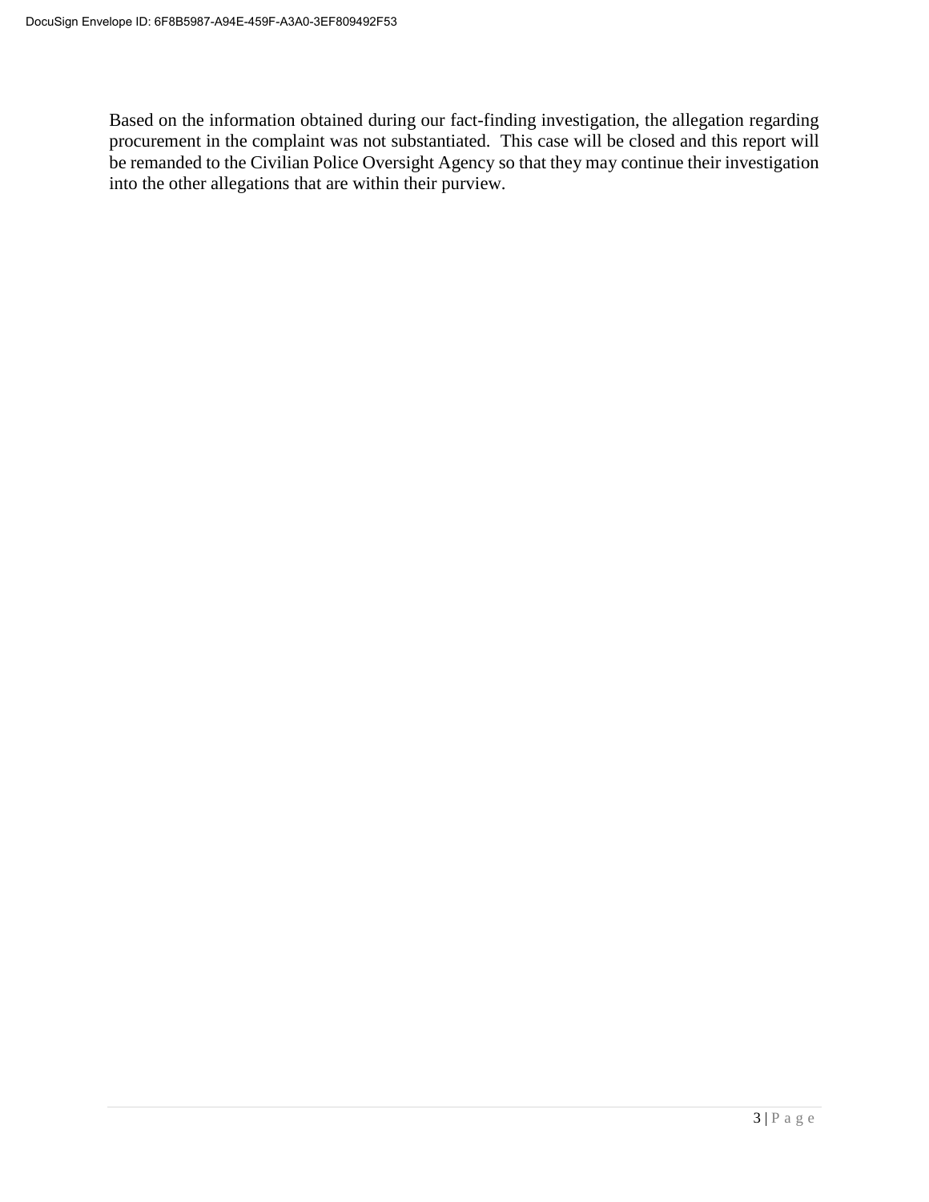Based on the information obtained during our fact-finding investigation, the allegation regarding procurement in the complaint was not substantiated. This case will be closed and this report will be remanded to the Civilian Police Oversight Agency so that they may continue their investigation into the other allegations that are within their purview.